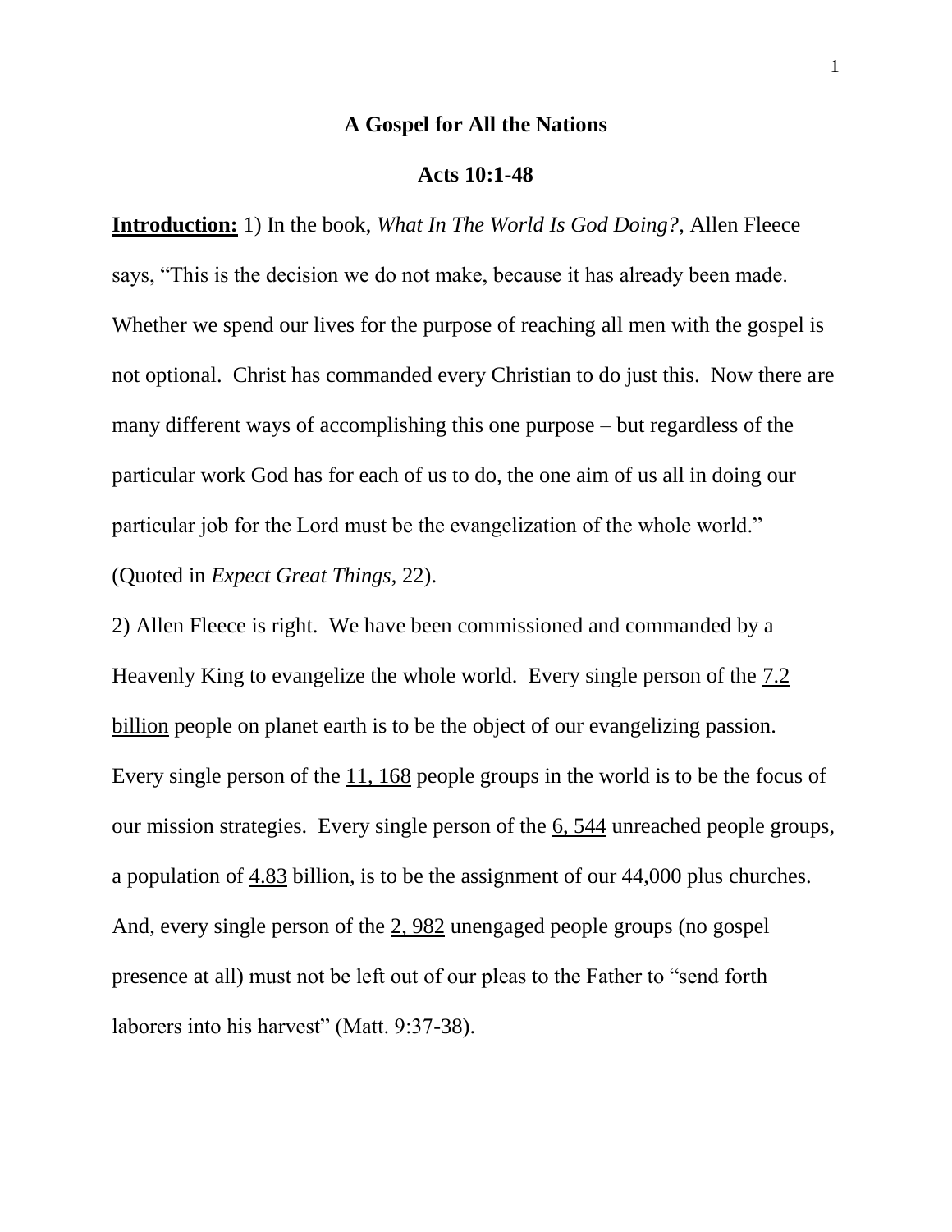# A Gospel for All the Nations

## Acts 10:1-48

**Introduction:** 1) In the book, *What In The World Is God Doing?*, Allen Fleece says, "This is the decision we do not make, because it has already been made. Whether we spend our lives for the purpose of reaching all men with the gospel is not optional. Christ has commanded every Christian to do just this. Now there are many different ways of accomplishing this one purpose – but regardless of the particular work God has for each of us to do, the one aim of us all in doing our particular job for the Lord must be the evangelization of the whole world." (Quoted in *Expect Great Things*, 22).

2) Allen Fleece is right. We have been commissioned and commanded by a Heavenly King to evangelize the whole world. Every single person of the 7.2 billion people on planet earth is to be the object of our evangelizing passion. Every single person of the 11, 168 people groups in the world is to be the focus of our mission strategies. Every single person of the 6, 544 unreached people groups, a population of 4.83 billion, is to be the assignment of our 44,000 plus churches. And, every single person of the 2, 982 unengaged people groups (no gospel presence at all) must not be left out of our pleas to the Father to "send forth laborers into his harvest" (Matt. 9:37-38).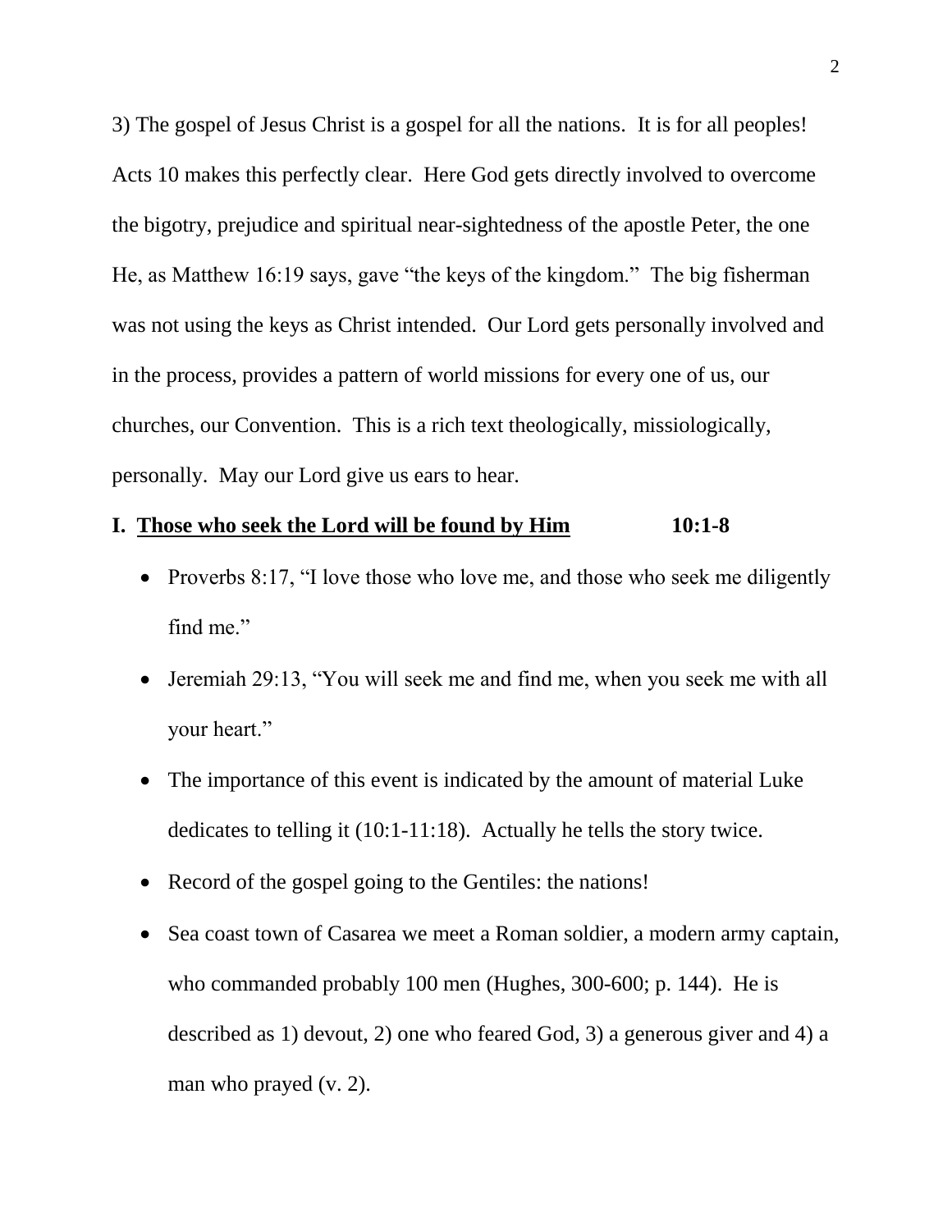3) The gospel of Jesus Christ is a gospel for all the nations. It is for all peoples! Acts 10 makes this perfectly clear. Here God gets directly involved to overcome the bigotry, prejudice and spiritual near-sightedness of the apostle Peter, the one He, as Matthew 16:19 says, gave "the keys of the kingdom." The big fisherman was not using the keys as Christ intended. Our Lord gets personally involved and in the process, provides a pattern of world missions for every one of us, our churches, our Convention. This is a rich text theologically, missiologically, personally. May our Lord give us ears to hear.

## I. <u>Those who seek the Lord will be found by Him</u> 10:1-8

- Proverbs 8:17, "I love those who love me, and those who seek me diligently find me."
- Jeremiah 29:13, "You will seek me and find me, when you seek me with all your heart."
- The importance of this event is indicated by the amount of material Luke dedicates to telling it (10:1-11:18). Actually he tells the story twice.
- Record of the gospel going to the Gentiles: the nations!
- Sea coast town of Casarea we meet a Roman soldier, a modern army captain, who commanded probably 100 men (Hughes, 300-600; p. 144). He is described as 1) devout, 2) one who feared God, 3) a generous giver and 4) a man who prayed (v. 2).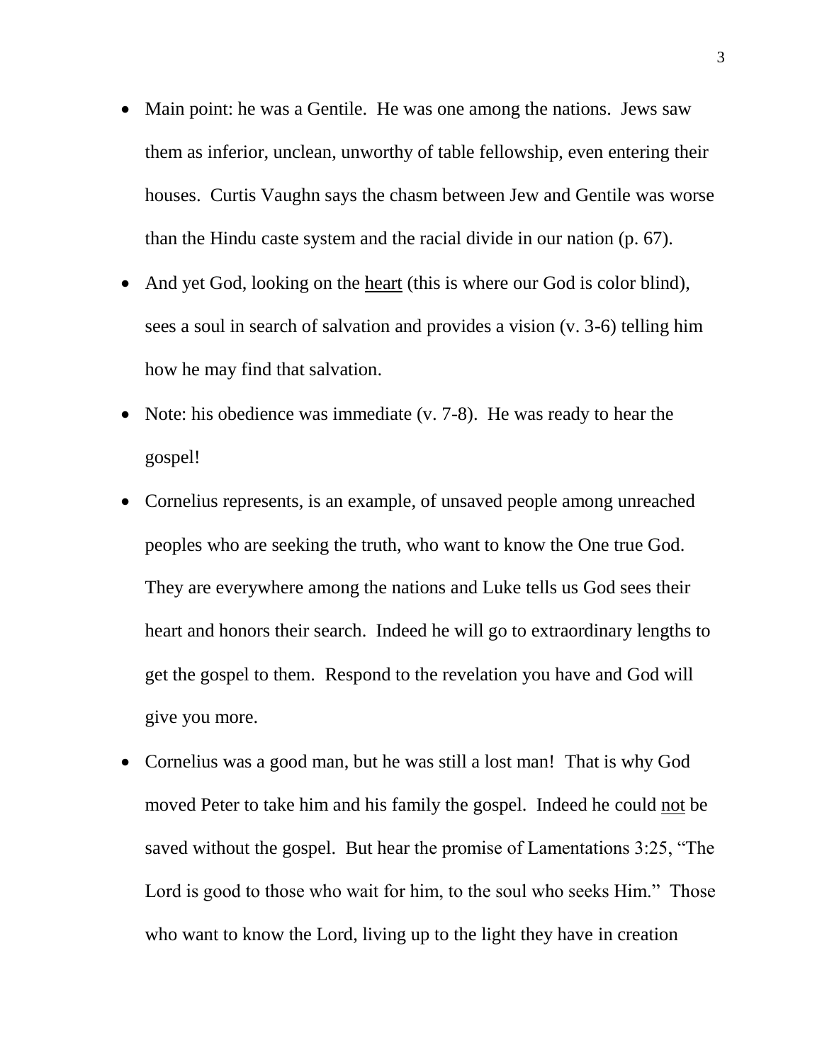- Main point: he was a Gentile. He was one among the nations. Jews saw them as inferior, unclean, unworthy of table fellowship, even entering their houses. Curtis Vaughn says the chasm between Jew and Gentile was worse than the Hindu caste system and the racial divide in our nation (p. 67).
- And yet God, looking on the <u>heart</u> (this is where our God is color blind), sees a soul in search of salvation and provides a vision (v. 3-6) telling him how he may find that salvation.
- Note: his obedience was immediate (v. 7-8). He was ready to hear the gospel!
- Cornelius represents, is an example, of unsaved people among unreached peoples who are seeking the truth, who want to know the One true God. They are everywhere among the nations and Luke tells us God sees their heart and honors their search. Indeed he will go to extraordinary lengths to get the gospel to them. Respond to the revelation you have and God will give you more.
- Cornelius was a good man, but he was still a lost man! That is why God moved Peter to take him and his family the gospel. Indeed he could <u>not</u> be saved without the gospel. But hear the promise of Lamentations 3:25, "The Lord is good to those who wait for him, to the soul who seeks Him." Those who want to know the Lord, living up to the light they have in creation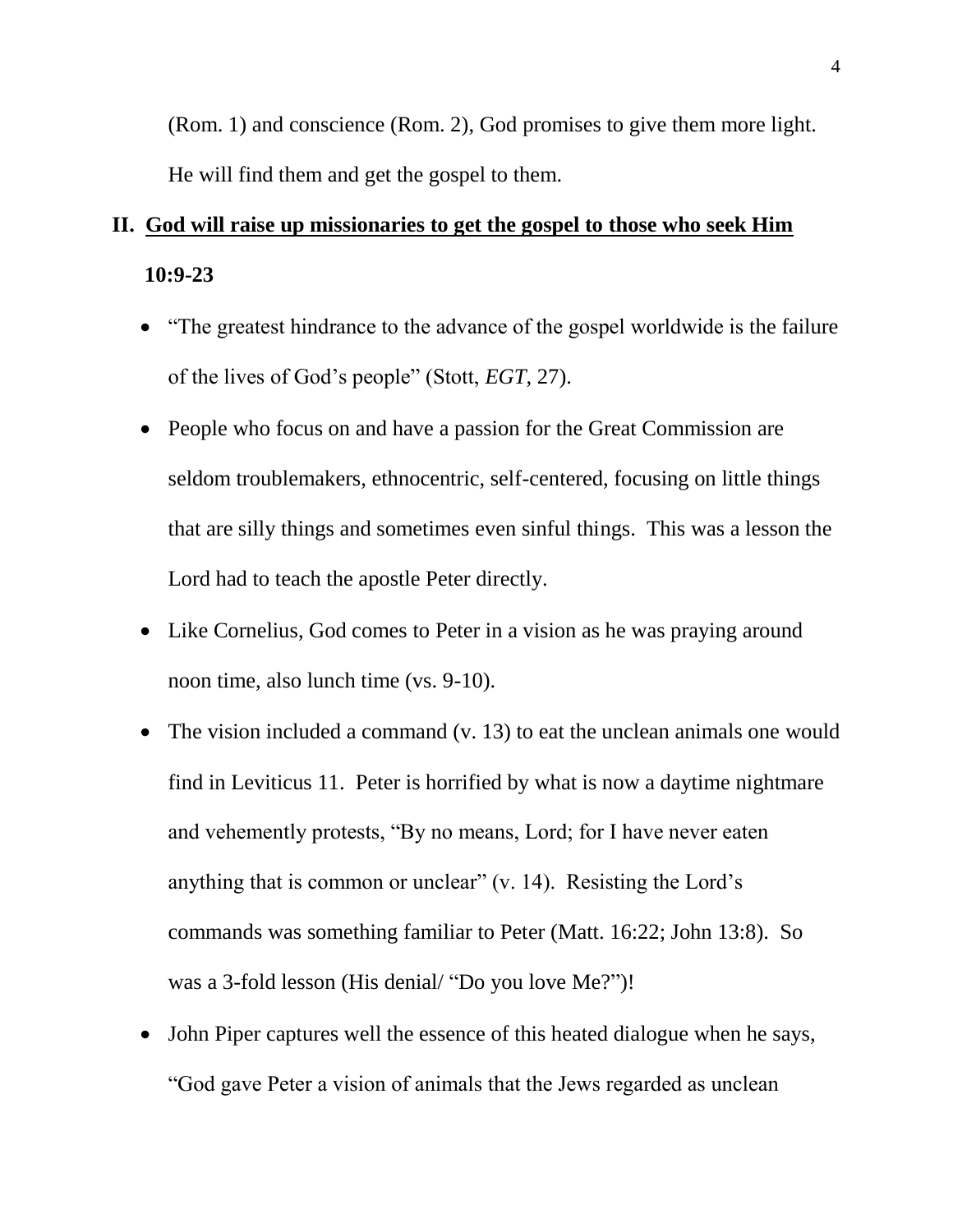(Rom. 1) and conscience (Rom. 2), God promises to give them more light. He will find them and get the gospel to them.

## II. <u>God will raise up missionaries to get the gospel to those who seek Him</u> 10:9-23

- "The greatest hindrance to the advance of the gospel worldwide is the failure of the lives of God's people" (Stott, *EGT*, 27).
- People who focus on and have a passion for the Great Commission are seldom troublemakers, ethnocentric, self-centered, focusing on little things that are silly things and sometimes even sinful things. This was a lesson the Lord had to teach the apostle Peter directly.
- Like Cornelius, God comes to Peter in a vision as he was praying around noon time, also lunch time (vs. 9-10).
- The vision included a command (v. 13) to eat the unclean animals one would find in Leviticus 11. Peter is horrified by what is now a daytime nightmare and vehemently protests, "By no means, Lord; for I have never eaten anything that is common or unclear" (v. 14). Resisting the Lord's commands was something familiar to Peter (Matt. 16:22; John 13:8). So was a 3-fold lesson (His denial/ "Do you love Me?")!
- John Piper captures well the essence of this heated dialogue when he says, "God gave Peter a vision of animals that the Jews regarded as unclean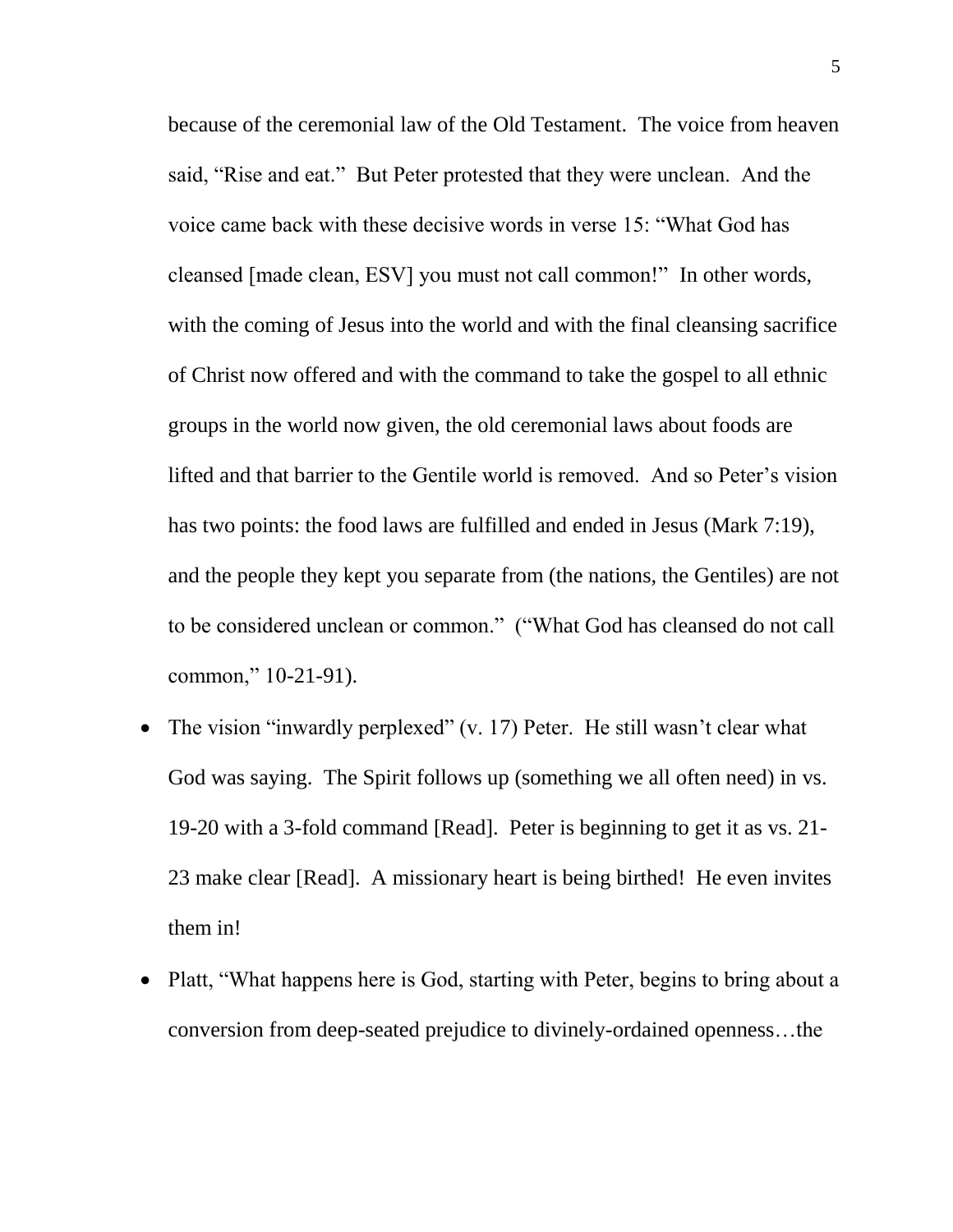because of the ceremonial law of the Old Testament. The voice from heaven said, “Rise and eat.” But Peter protested that they were unclean. And the voice came back with these decisive words in verse 15: “What God has cleansed [made clean, ESV] you must not call common!” In other words, with the coming of Jesus into the world and with the final cleansing sacrifice of Christ now offered and with the command to take the gospel to all ethnic groups in the world now given, the old ceremonial laws about foods are lifted and that barrier to the Gentile world is removed. And so Peter’s vision has two points: the food laws are fulfilled and ended in Jesus (Mark 7:19), and the people they kept you separate from (the nations, the Gentiles) are not to be considered unclean or common.” (“What God has cleansed do not call common,” 10-21-91).

- The vision “inwardly perplexed” (v. 17) Peter. He still wasn’t clear what God was saying. The Spirit follows up (something we all often need) in vs. 19-20 with a 3-fold command [Read]. Peter is beginning to get it as vs. 21-23 make clear [Read]. A missionary heart is being birthed! He even invites them in!
- Platt, “What happens here is God, starting with Peter, begins to bring about a conversion from deep-seated prejudice to divinely-ordained openness…the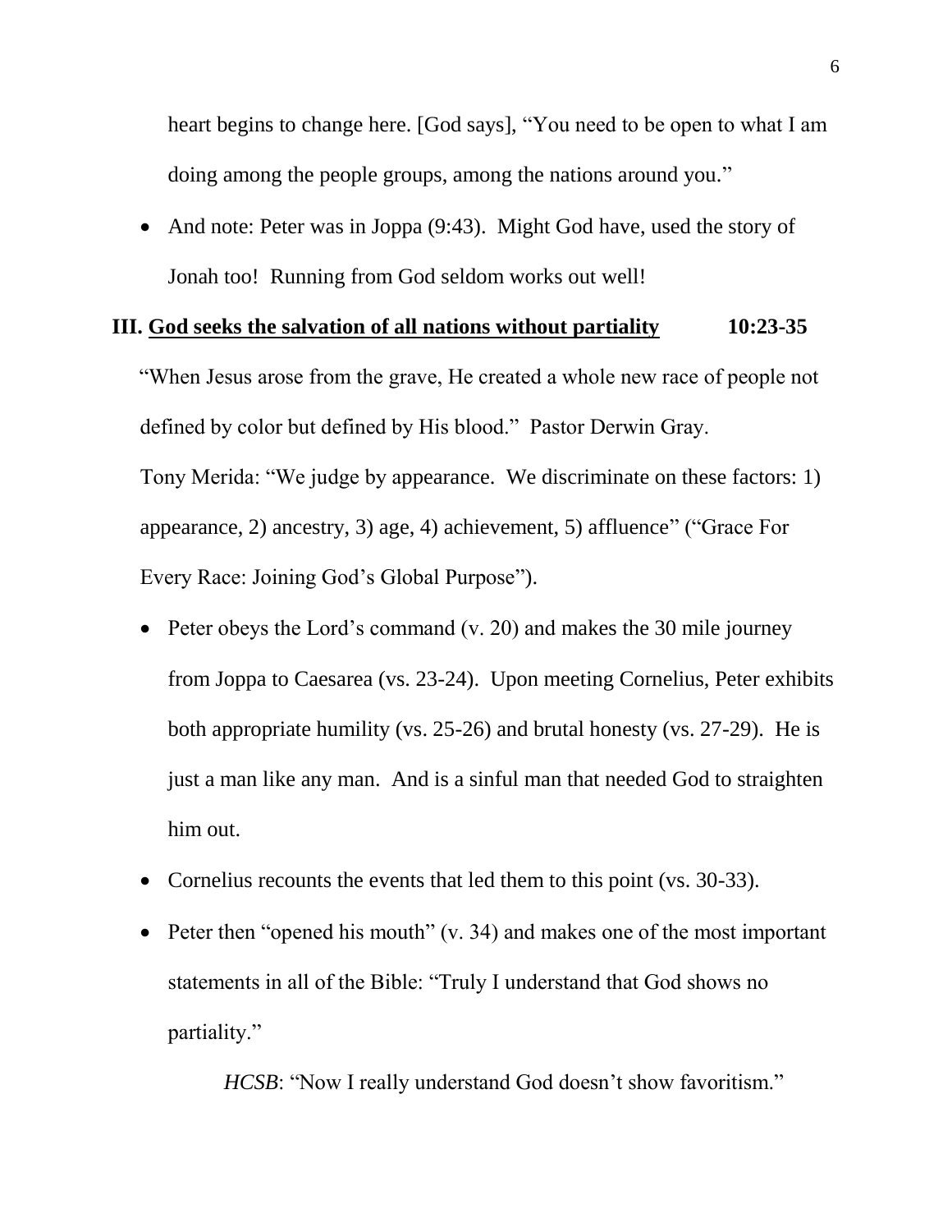heart begins to change here. [God says], "You need to be open to what I am doing among the people groups, among the nations around you."

- And note: Peter was in Joppa (9:43). Might God have, used the story of Jonah too! Running from God seldom works out well!

## III. <u>God seeks the salvation of all nations without partiality</u> 10:23-35

"When Jesus arose from the grave, He created a whole new race of people not defined by color but defined by His blood." Pastor Derwin Gray.

Tony Merida: "We judge by appearance. We discriminate on these factors: 1) appearance, 2) ancestry, 3) age, 4) achievement, 5) affluence" ("Grace For Every Race: Joining God's Global Purpose").

- Peter obeys the Lord's command (v. 20) and makes the 30 mile journey from Joppa to Caesarea (vs. 23-24). Upon meeting Cornelius, Peter exhibits both appropriate humility (vs. 25-26) and brutal honesty (vs. 27-29). He is just a man like any man. And is a sinful man that needed God to straighten him out.
- Cornelius recounts the events that led them to this point (vs. 30-33).
- Peter then "opened his mouth" (v. 34) and makes one of the most important statements in all of the Bible: "Truly I understand that God shows no partiality."

  *HCSB*: "Now I really understand God doesn't show favoritism."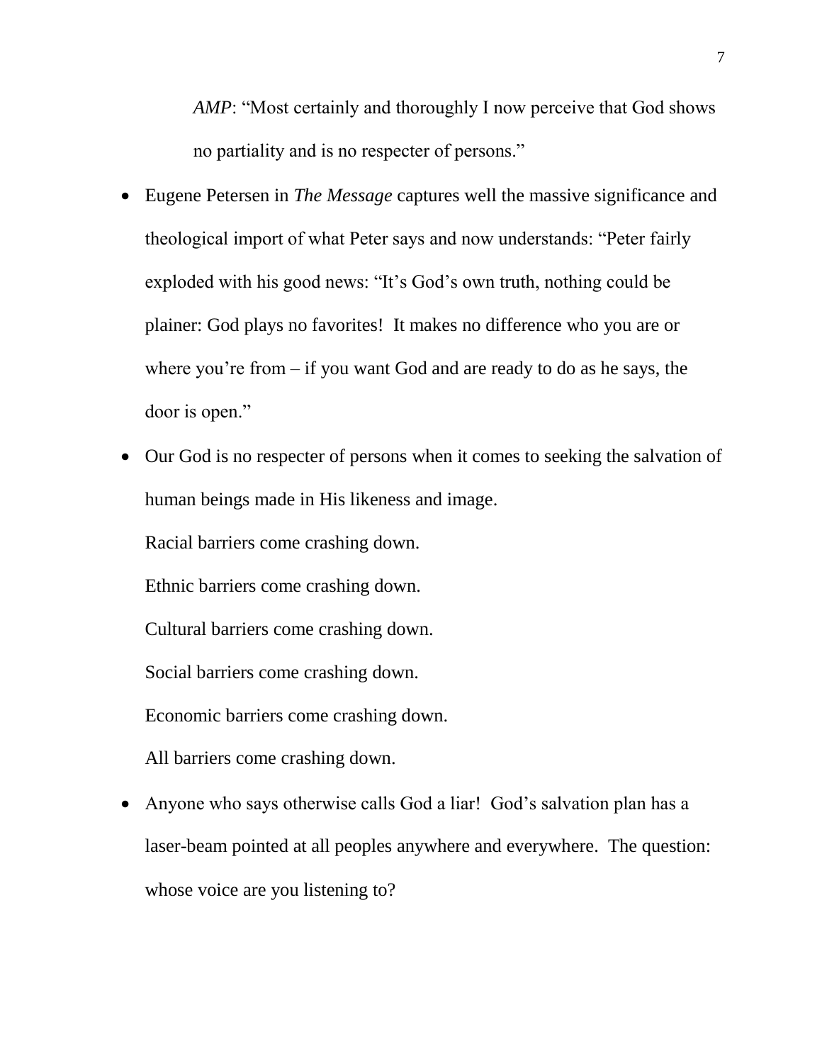*AMP*: "Most certainly and thoroughly I now perceive that God shows no partiality and is no respecter of persons."

- Eugene Petersen in *The Message* captures well the massive significance and theological import of what Peter says and now understands: "Peter fairly exploded with his good news: "It's God's own truth, nothing could be plainer: God plays no favorites! It makes no difference who you are or where you're from – if you want God and are ready to do as he says, the door is open."
- Our God is no respecter of persons when it comes to seeking the salvation of human beings made in His likeness and image.

  Racial barriers come crashing down.

  Ethnic barriers come crashing down.

  Cultural barriers come crashing down.

  Social barriers come crashing down.

  Economic barriers come crashing down.

  All barriers come crashing down.
- Anyone who says otherwise calls God a liar! God's salvation plan has a laser-beam pointed at all peoples anywhere and everywhere. The question: whose voice are you listening to?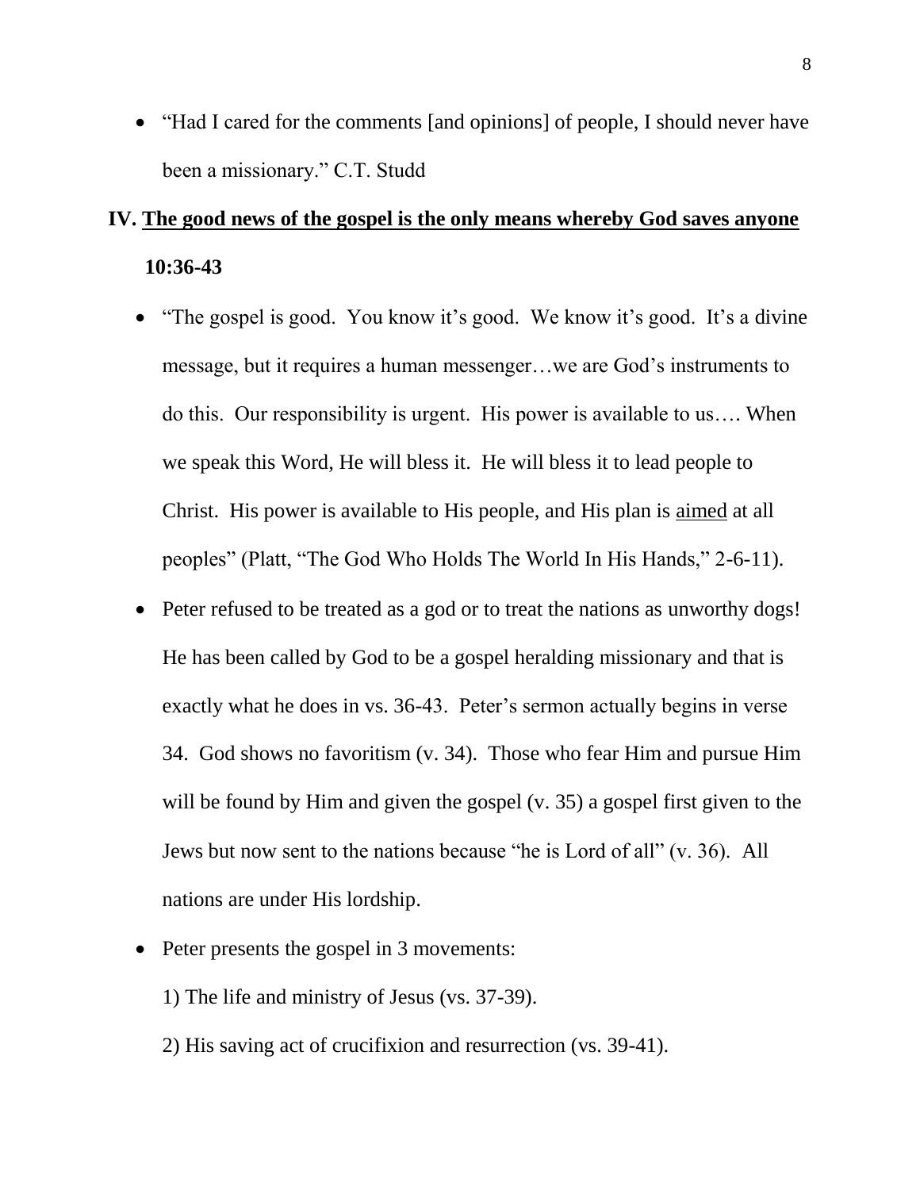- "Had I cared for the comments [and opinions] of people, I should never have been a missionary." C.T. Studd

## IV. <u>The good news of the gospel is the only means whereby God saves anyone</u> 10:36-43

- "The gospel is good. You know it's good. We know it's good. It's a divine message, but it requires a human messenger…we are God's instruments to do this. Our responsibility is urgent. His power is available to us…. When we speak this Word, He will bless it. He will bless it to lead people to Christ. His power is available to His people, and His plan is <u>aimed</u> at all peoples" (Platt, "The God Who Holds The World In His Hands," 2-6-11).
- Peter refused to be treated as a god or to treat the nations as unworthy dogs! He has been called by God to be a gospel heralding missionary and that is exactly what he does in vs. 36-43. Peter's sermon actually begins in verse 34. God shows no favoritism (v. 34). Those who fear Him and pursue Him will be found by Him and given the gospel (v. 35) a gospel first given to the Jews but now sent to the nations because "he is Lord of all" (v. 36). All nations are under His lordship.
- Peter presents the gospel in 3 movements:

  1) The life and ministry of Jesus (vs. 37-39).

  2) His saving act of crucifixion and resurrection (vs. 39-41).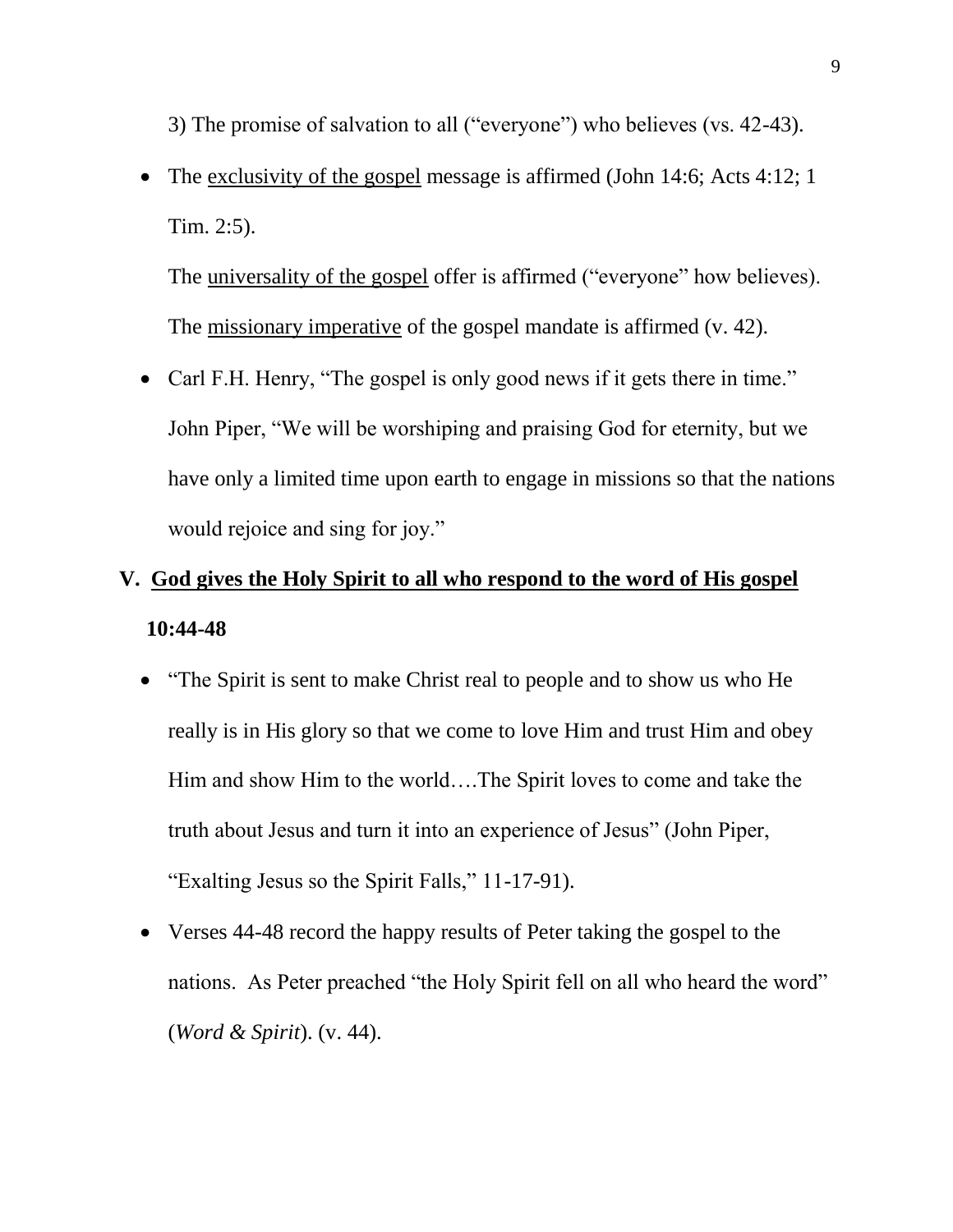3) The promise of salvation to all ("everyone") who believes (vs. 42-43).

- The exclusivity of the gospel message is affirmed (John 14:6; Acts 4:12; 1 Tim. 2:5).

  The universality of the gospel offer is affirmed ("everyone" how believes).

  The missionary imperative of the gospel mandate is affirmed (v. 42).

- Carl F.H. Henry, "The gospel is only good news if it gets there in time."

  John Piper, "We will be worshiping and praising God for eternity, but we have only a limited time upon earth to engage in missions so that the nations would rejoice and sing for joy."

## V. God gives the Holy Spirit to all who respond to the word of His gospel 10:44-48

- "The Spirit is sent to make Christ real to people and to show us who He really is in His glory so that we come to love Him and trust Him and obey Him and show Him to the world….The Spirit loves to come and take the truth about Jesus and turn it into an experience of Jesus" (John Piper, "Exalting Jesus so the Spirit Falls," 11-17-91).

- Verses 44-48 record the happy results of Peter taking the gospel to the nations. As Peter preached "the Holy Spirit fell on all who heard the word" (*Word & Spirit*). (v. 44).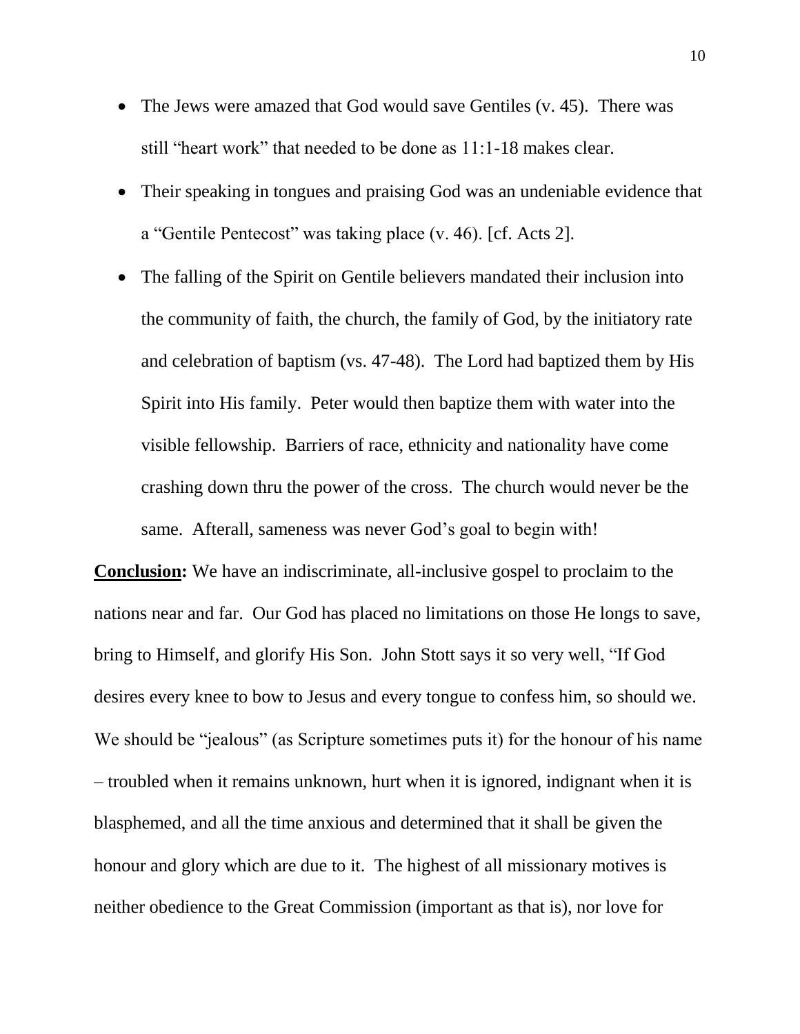- The Jews were amazed that God would save Gentiles (v. 45). There was still "heart work" that needed to be done as 11:1-18 makes clear.
- Their speaking in tongues and praising God was an undeniable evidence that a "Gentile Pentecost" was taking place (v. 46). [cf. Acts 2].
- The falling of the Spirit on Gentile believers mandated their inclusion into the community of faith, the church, the family of God, by the initiatory rate and celebration of baptism (vs. 47-48). The Lord had baptized them by His Spirit into His family. Peter would then baptize them with water into the visible fellowship. Barriers of race, ethnicity and nationality have come crashing down thru the power of the cross. The church would never be the same. Afterall, sameness was never God's goal to begin with!

**<u>Conclusion</u>:** We have an indiscriminate, all-inclusive gospel to proclaim to the nations near and far. Our God has placed no limitations on those He longs to save, bring to Himself, and glorify His Son. John Stott says it so very well, "If God desires every knee to bow to Jesus and every tongue to confess him, so should we. We should be "jealous" (as Scripture sometimes puts it) for the honour of his name – troubled when it remains unknown, hurt when it is ignored, indignant when it is blasphemed, and all the time anxious and determined that it shall be given the honour and glory which are due to it. The highest of all missionary motives is neither obedience to the Great Commission (important as that is), nor love for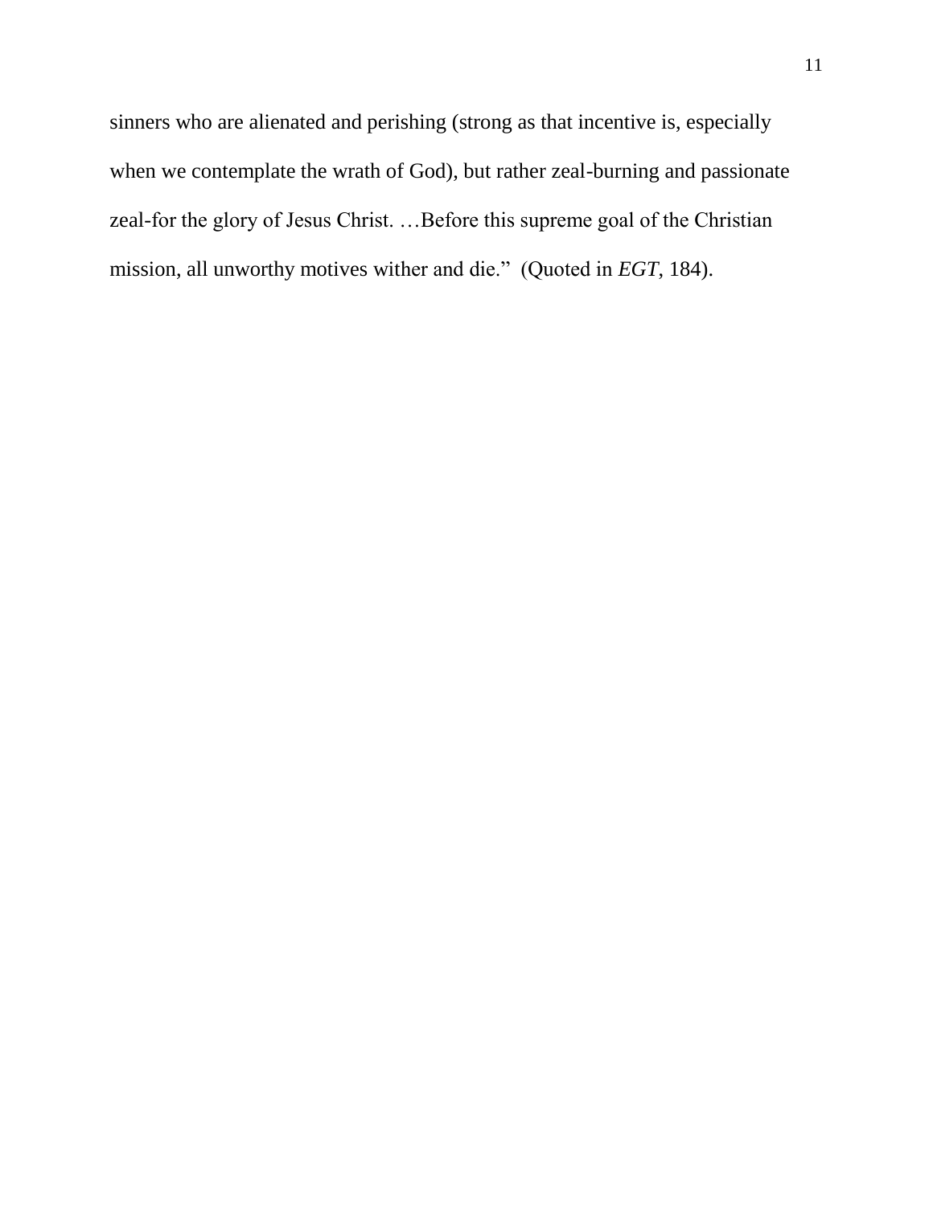sinners who are alienated and perishing (strong as that incentive is, especially when we contemplate the wrath of God), but rather zeal-burning and passionate zeal-for the glory of Jesus Christ. …Before this supreme goal of the Christian mission, all unworthy motives wither and die." (Quoted in *EGT*, 184).